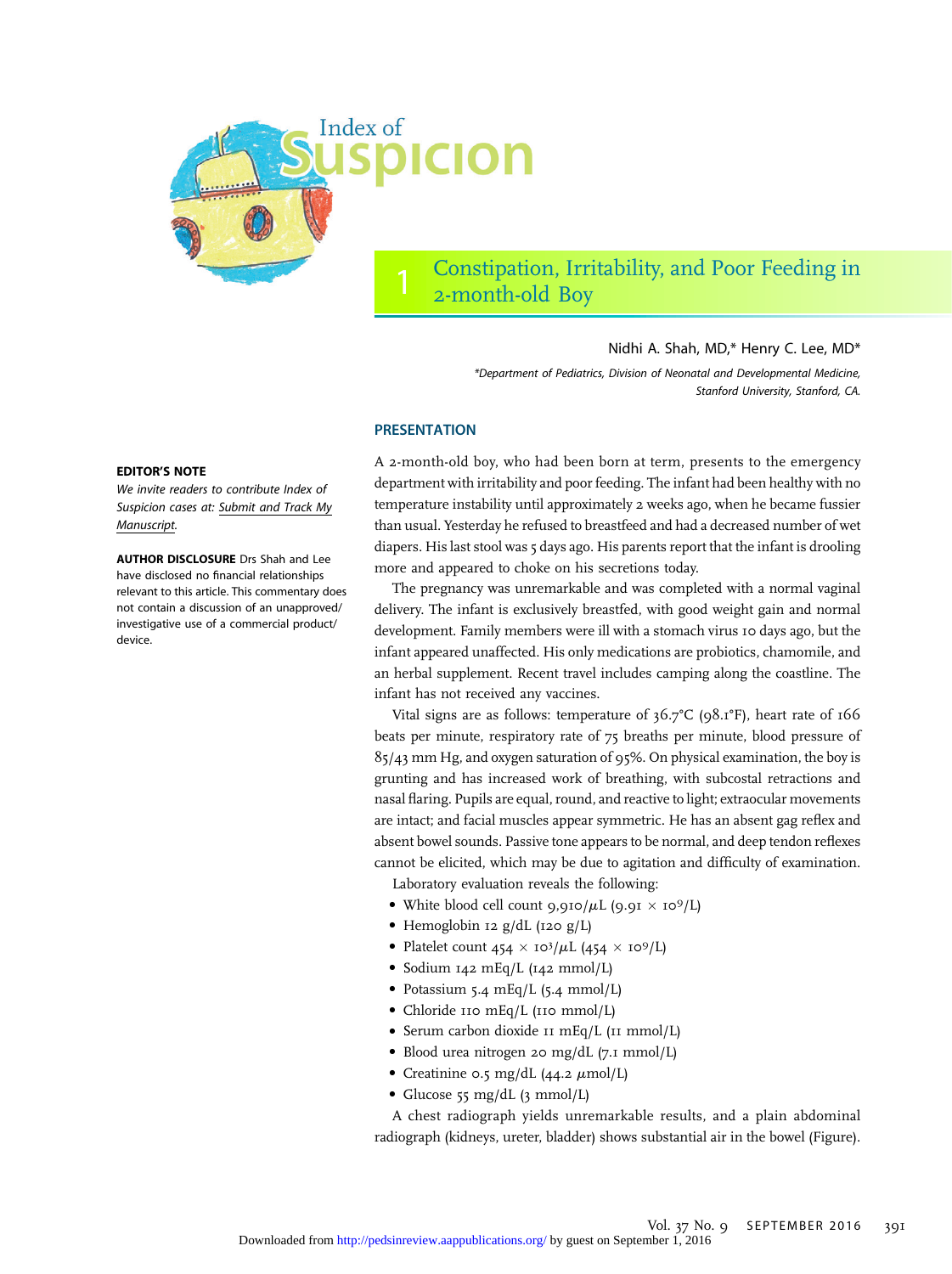# Index of Suspicion

## 1 Constipation, Irritability, and Poor Feeding in 2-month-old Boy

Nidhi A. Shah, MD,* Henry C. Lee, MD*

*Department of Pediatrics, Division of Neonatal and Developmental Medicine, Stanford University, Stanford, CA.

**EDITOR'S NOTE**

*We invite readers to contribute Index of Suspicion cases at: Submit and Track My Manuscript.*

**AUTHOR DISCLOSURE** Drs Shah and Lee have disclosed no financial relationships relevant to this article. This commentary does not contain a discussion of an unapproved/investigative use of a commercial product/device.

### PRESENTATION

A 2-month-old boy, who had been born at term, presents to the emergency department with irritability and poor feeding. The infant had been healthy with no temperature instability until approximately 2 weeks ago, when he became fussier than usual. Yesterday he refused to breastfeed and had a decreased number of wet diapers. His last stool was 5 days ago. His parents report that the infant is drooling more and appeared to choke on his secretions today.

The pregnancy was unremarkable and was completed with a normal vaginal delivery. The infant is exclusively breastfed, with good weight gain and normal development. Family members were ill with a stomach virus 10 days ago, but the infant appeared unaffected. His only medications are probiotics, chamomile, and an herbal supplement. Recent travel includes camping along the coastline. The infant has not received any vaccines.

Vital signs are as follows: temperature of 36.7°C (98.1°F), heart rate of 166 beats per minute, respiratory rate of 75 breaths per minute, blood pressure of 85/43 mm Hg, and oxygen saturation of 95%. On physical examination, the boy is grunting and has increased work of breathing, with subcostal retractions and nasal flaring. Pupils are equal, round, and reactive to light; extraocular movements are intact; and facial muscles appear symmetric. He has an absent gag reflex and absent bowel sounds. Passive tone appears to be normal, and deep tendon reflexes cannot be elicited, which may be due to agitation and difficulty of examination.

Laboratory evaluation reveals the following:

- White blood cell count 9,910/μL ($9.91 \times 10^9$/L)
- Hemoglobin 12 g/dL (120 g/L)
- Platelet count $454 \times 10^3$/μL ($454 \times 10^9$/L)
- Sodium 142 mEq/L (142 mmol/L)
- Potassium 5.4 mEq/L (5.4 mmol/L)
- Chloride 110 mEq/L (110 mmol/L)
- Serum carbon dioxide 11 mEq/L (11 mmol/L)
- Blood urea nitrogen 20 mg/dL (7.1 mmol/L)
- Creatinine 0.5 mg/dL (44.2 μmol/L)
- Glucose 55 mg/dL (3 mmol/L)

A chest radiograph yields unremarkable results, and a plain abdominal radiograph (kidneys, ureter, bladder) shows substantial air in the bowel (Figure).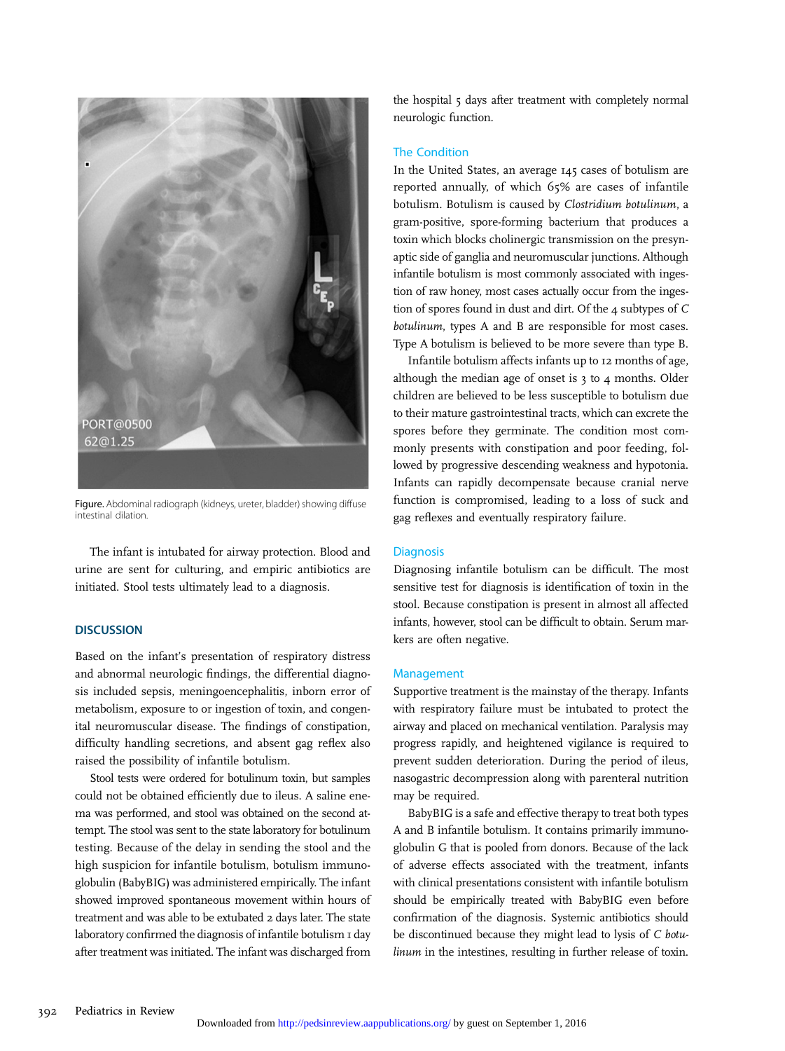Figure. Abdominal radiograph (kidneys, ureter, bladder) showing diffuse intestinal dilation.

The infant is intubated for airway protection. Blood and urine are sent for culturing, and empiric antibiotics are initiated. Stool tests ultimately lead to a diagnosis.

## DISCUSSION

Based on the infant's presentation of respiratory distress and abnormal neurologic findings, the differential diagnosis included sepsis, meningoencephalitis, inborn error of metabolism, exposure to or ingestion of toxin, and congenital neuromuscular disease. The findings of constipation, difficulty handling secretions, and absent gag reflex also raised the possibility of infantile botulism.

Stool tests were ordered for botulinum toxin, but samples could not be obtained efficiently due to ileus. A saline enema was performed, and stool was obtained on the second attempt. The stool was sent to the state laboratory for botulinum testing. Because of the delay in sending the stool and the high suspicion for infantile botulism, botulism immunoglobulin (BabyBIG) was administered empirically. The infant showed improved spontaneous movement within hours of treatment and was able to be extubated 2 days later. The state laboratory confirmed the diagnosis of infantile botulism 1 day after treatment was initiated. The infant was discharged from the hospital 5 days after treatment with completely normal neurologic function.

### The Condition

In the United States, an average 145 cases of botulism are reported annually, of which 65% are cases of infantile botulism. Botulism is caused by *Clostridium botulinum*, a gram-positive, spore-forming bacterium that produces a toxin which blocks cholinergic transmission on the presynaptic side of ganglia and neuromuscular junctions. Although infantile botulism is most commonly associated with ingestion of raw honey, most cases actually occur from the ingestion of spores found in dust and dirt. Of the 4 subtypes of *C botulinum*, types A and B are responsible for most cases. Type A botulism is believed to be more severe than type B.

Infantile botulism affects infants up to 12 months of age, although the median age of onset is 3 to 4 months. Older children are believed to be less susceptible to botulism due to their mature gastrointestinal tracts, which can excrete the spores before they germinate. The condition most commonly presents with constipation and poor feeding, followed by progressive descending weakness and hypotonia. Infants can rapidly decompensate because cranial nerve function is compromised, leading to a loss of suck and gag reflexes and eventually respiratory failure.

### Diagnosis

Diagnosing infantile botulism can be difficult. The most sensitive test for diagnosis is identification of toxin in the stool. Because constipation is present in almost all affected infants, however, stool can be difficult to obtain. Serum markers are often negative.

### Management

Supportive treatment is the mainstay of the therapy. Infants with respiratory failure must be intubated to protect the airway and placed on mechanical ventilation. Paralysis may progress rapidly, and heightened vigilance is required to prevent sudden deterioration. During the period of ileus, nasogastric decompression along with parenteral nutrition may be required.

BabyBIG is a safe and effective therapy to treat both types A and B infantile botulism. It contains primarily immunoglobulin G that is pooled from donors. Because of the lack of adverse effects associated with the treatment, infants with clinical presentations consistent with infantile botulism should be empirically treated with BabyBIG even before confirmation of the diagnosis. Systemic antibiotics should be discontinued because they might lead to lysis of *C botulinum* in the intestines, resulting in further release of toxin.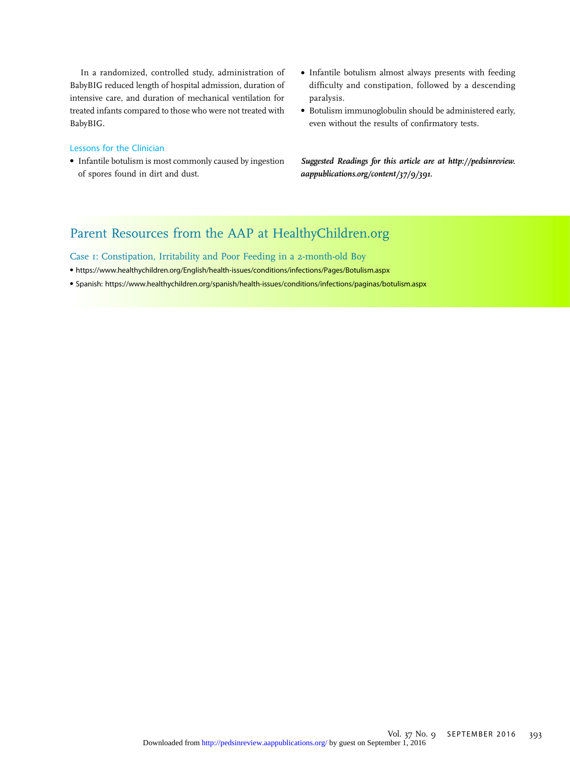In a randomized, controlled study, administration of BabyBIG reduced length of hospital admission, duration of intensive care, and duration of mechanical ventilation for treated infants compared to those who were not treated with BabyBIG.

### Lessons for the Clinician

- Infantile botulism is most commonly caused by ingestion of spores found in dirt and dust.
- Infantile botulism almost always presents with feeding difficulty and constipation, followed by a descending paralysis.
- Botulism immunoglobulin should be administered early, even without the results of confirmatory tests.

***Suggested Readings for this article are at http://pedsinreview.aappublications.org/content/37/9/391.***

## Parent Resources from the AAP at HealthyChildren.org

### Case 1: Constipation, Irritability and Poor Feeding in a 2-month-old Boy

- https://www.healthychildren.org/English/health-issues/conditions/infections/Pages/Botulism.aspx
- Spanish: https://www.healthychildren.org/spanish/health-issues/conditions/infections/paginas/botulism.aspx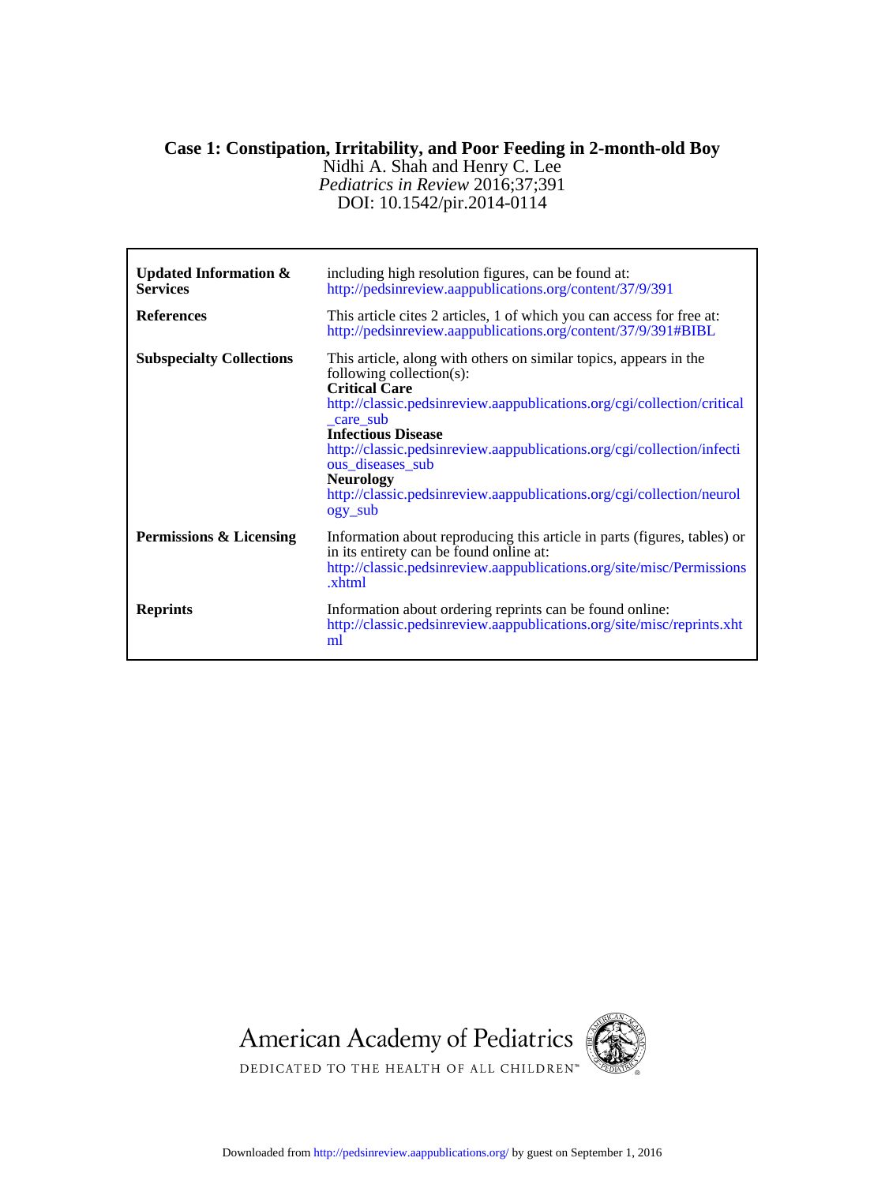# Case 1: Constipation, Irritability, and Poor Feeding in 2-month-old Boy

Nidhi A. Shah and Henry C. Lee

*Pediatrics in Review* 2016;37;391

DOI: 10.1542/pir.2014-0114

| | |
|---|---|
| **Updated Information & Services** | including high resolution figures, can be found at: http://pedsinreview.aappublications.org/content/37/9/391 |
| **References** | This article cites 2 articles, 1 of which you can access for free at: http://pedsinreview.aappublications.org/content/37/9/391#BIBL |
| **Subspecialty Collections** | This article, along with others on similar topics, appears in the following collection(s): **Critical Care** http://classic.pedsinreview.aappublications.org/cgi/collection/critical_care_sub **Infectious Disease** http://classic.pedsinreview.aappublications.org/cgi/collection/infectious_diseases_sub **Neurology** http://classic.pedsinreview.aappublications.org/cgi/collection/neurology_sub |
| **Permissions & Licensing** | Information about reproducing this article in parts (figures, tables) or in its entirety can be found online at: http://classic.pedsinreview.aappublications.org/site/misc/Permissions.xhtml |
| **Reprints** | Information about ordering reprints can be found online: http://classic.pedsinreview.aappublications.org/site/misc/reprints.xhtml |

American Academy of Pediatrics

DEDICATED TO THE HEALTH OF ALL CHILDREN™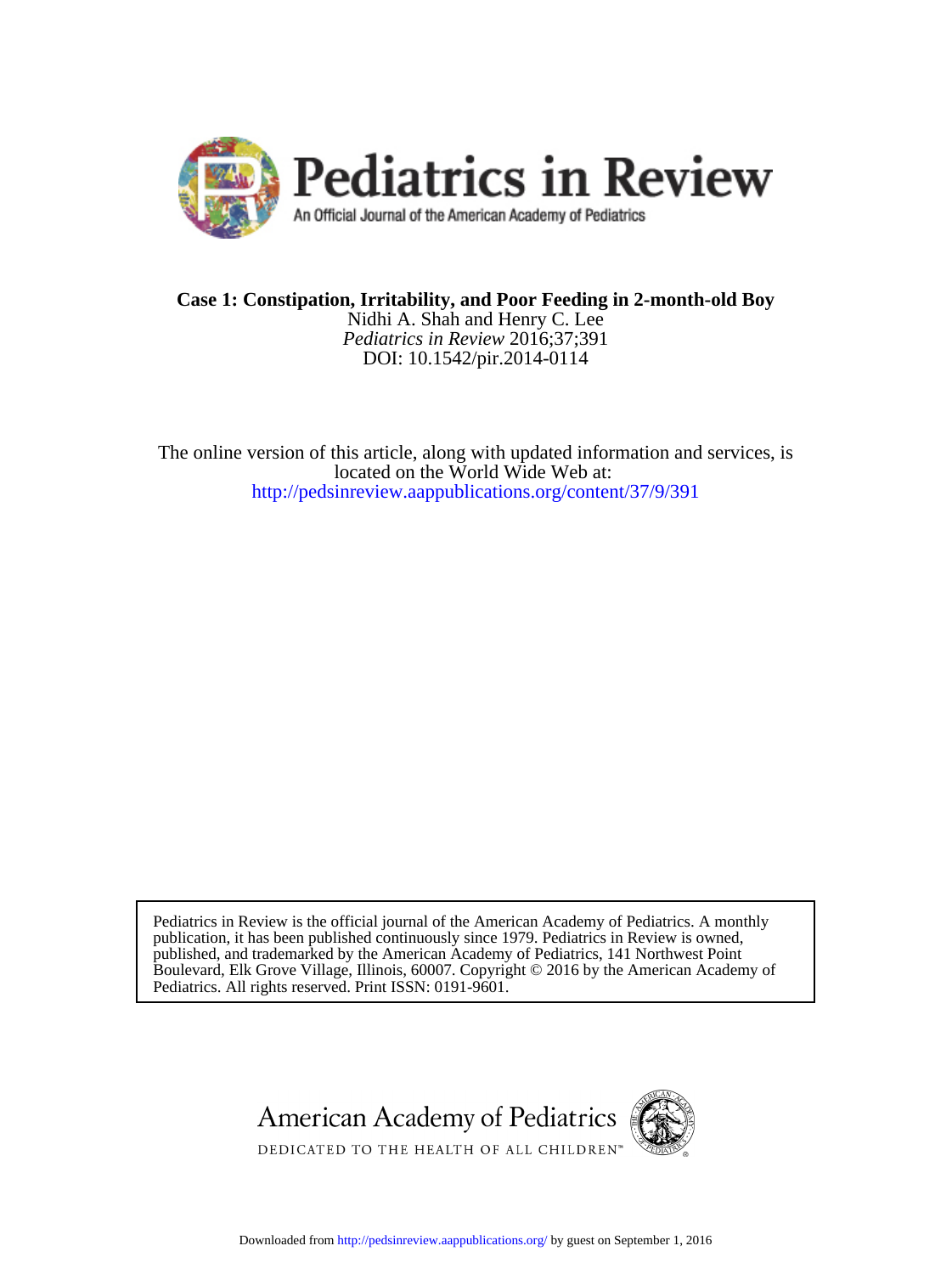# Case 1: Constipation, Irritability, and Poor Feeding in 2-month-old Boy

Nidhi A. Shah and Henry C. Lee

*Pediatrics in Review* 2016;37;391

DOI: 10.1542/pir.2014-0114

The online version of this article, along with updated information and services, is located on the World Wide Web at:

http://pedsinreview.aappublications.org/content/37/9/391

Pediatrics in Review is the official journal of the American Academy of Pediatrics. A monthly publication, it has been published continuously since 1979. Pediatrics in Review is owned, published, and trademarked by the American Academy of Pediatrics, 141 Northwest Point Boulevard, Elk Grove Village, Illinois, 60007. Copyright © 2016 by the American Academy of Pediatrics. All rights reserved. Print ISSN: 0191-9601.

American Academy of Pediatrics

DEDICATED TO THE HEALTH OF ALL CHILDREN™

Downloaded from http://pedsinreview.aappublications.org/ by guest on September 1, 2016